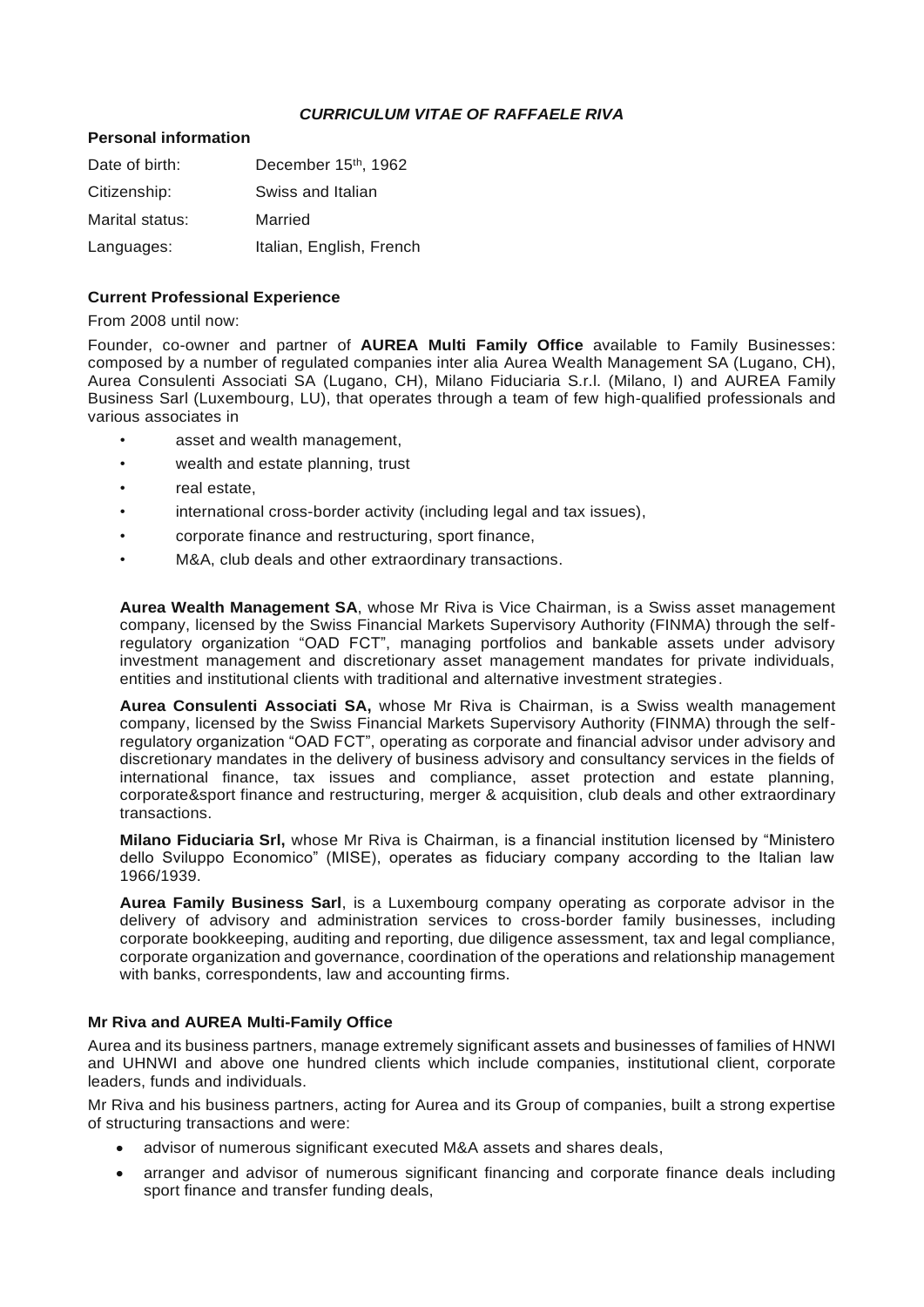***CURRICULUM VITAE OF RAFFAELE RIVA***

**Personal information**

| | |
|---|---|
| Date of birth: | December 15th, 1962 |
| Citizenship: | Swiss and Italian |
| Marital status: | Married |
| Languages: | Italian, English, French |

**Current Professional Experience**

From 2008 until now:

Founder, co-owner and partner of **AUREA Multi Family Office** available to Family Businesses: composed by a number of regulated companies inter alia Aurea Wealth Management SA (Lugano, CH), Aurea Consulenti Associati SA (Lugano, CH), Milano Fiduciaria S.r.l. (Milano, I) and AUREA Family Business Sarl (Luxembourg, LU), that operates through a team of few high-qualified professionals and various associates in

- asset and wealth management,
- wealth and estate planning, trust
- real estate,
- international cross-border activity (including legal and tax issues),
- corporate finance and restructuring, sport finance,
- M&A, club deals and other extraordinary transactions.

**Aurea Wealth Management SA**, whose Mr Riva is Vice Chairman, is a Swiss asset management company, licensed by the Swiss Financial Markets Supervisory Authority (FINMA) through the self-regulatory organization "OAD FCT", managing portfolios and bankable assets under advisory investment management and discretionary asset management mandates for private individuals, entities and institutional clients with traditional and alternative investment strategies.

**Aurea Consulenti Associati SA,** whose Mr Riva is Chairman, is a Swiss wealth management company, licensed by the Swiss Financial Markets Supervisory Authority (FINMA) through the self-regulatory organization "OAD FCT", operating as corporate and financial advisor under advisory and discretionary mandates in the delivery of business advisory and consultancy services in the fields of international finance, tax issues and compliance, asset protection and estate planning, corporate&sport finance and restructuring, merger & acquisition, club deals and other extraordinary transactions.

**Milano Fiduciaria Srl,** whose Mr Riva is Chairman, is a financial institution licensed by "Ministero dello Sviluppo Economico" (MISE), operates as fiduciary company according to the Italian law 1966/1939.

**Aurea Family Business Sarl**, is a Luxembourg company operating as corporate advisor in the delivery of advisory and administration services to cross-border family businesses, including corporate bookkeeping, auditing and reporting, due diligence assessment, tax and legal compliance, corporate organization and governance, coordination of the operations and relationship management with banks, correspondents, law and accounting firms.

**Mr Riva and AUREA Multi-Family Office**

Aurea and its business partners, manage extremely significant assets and businesses of families of HNWI and UHNWI and above one hundred clients which include companies, institutional client, corporate leaders, funds and individuals.

Mr Riva and his business partners, acting for Aurea and its Group of companies, built a strong expertise of structuring transactions and were:

- advisor of numerous significant executed M&A assets and shares deals,
- arranger and advisor of numerous significant financing and corporate finance deals including sport finance and transfer funding deals,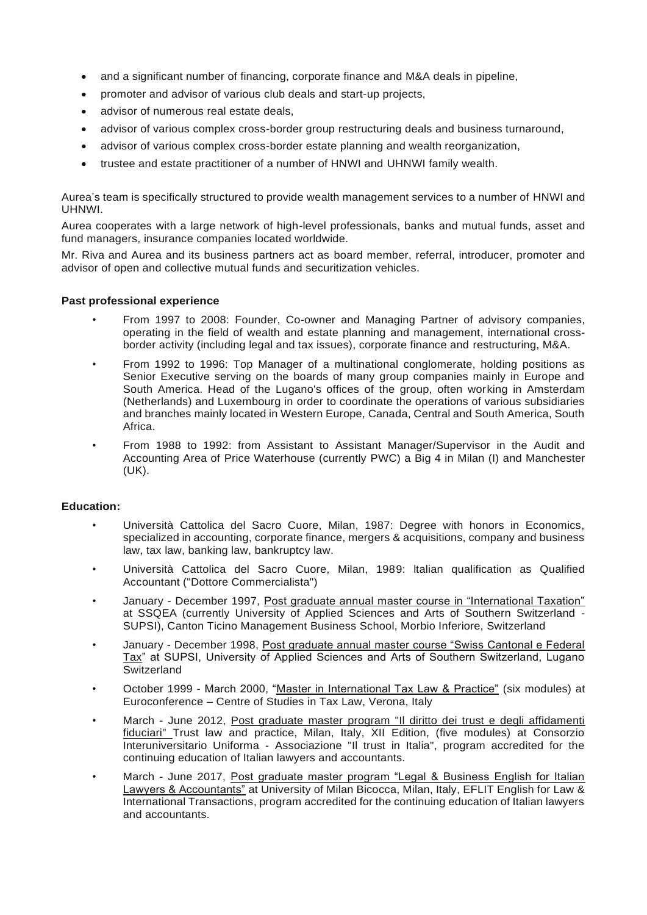- and a significant number of financing, corporate finance and M&A deals in pipeline,
- promoter and advisor of various club deals and start-up projects,
- advisor of numerous real estate deals,
- advisor of various complex cross-border group restructuring deals and business turnaround,
- advisor of various complex cross-border estate planning and wealth reorganization,
- trustee and estate practitioner of a number of HNWI and UHNWI family wealth.

Aurea's team is specifically structured to provide wealth management services to a number of HNWI and UHNWI.

Aurea cooperates with a large network of high-level professionals, banks and mutual funds, asset and fund managers, insurance companies located worldwide.

Mr. Riva and Aurea and its business partners act as board member, referral, introducer, promoter and advisor of open and collective mutual funds and securitization vehicles.

**Past professional experience**

- From 1997 to 2008: Founder, Co-owner and Managing Partner of advisory companies, operating in the field of wealth and estate planning and management, international cross-border activity (including legal and tax issues), corporate finance and restructuring, M&A.
- From 1992 to 1996: Top Manager of a multinational conglomerate, holding positions as Senior Executive serving on the boards of many group companies mainly in Europe and South America. Head of the Lugano's offices of the group, often working in Amsterdam (Netherlands) and Luxembourg in order to coordinate the operations of various subsidiaries and branches mainly located in Western Europe, Canada, Central and South America, South Africa.
- From 1988 to 1992: from Assistant to Assistant Manager/Supervisor in the Audit and Accounting Area of Price Waterhouse (currently PWC) a Big 4 in Milan (I) and Manchester (UK).

**Education:**

- Università Cattolica del Sacro Cuore, Milan, 1987: Degree with honors in Economics, specialized in accounting, corporate finance, mergers & acquisitions, company and business law, tax law, banking law, bankruptcy law.
- Università Cattolica del Sacro Cuore, Milan, 1989: Italian qualification as Qualified Accountant ("Dottore Commercialista")
- January - December 1997, Post graduate annual master course in "International Taxation" at SSQEA (currently University of Applied Sciences and Arts of Southern Switzerland - SUPSI), Canton Ticino Management Business School, Morbio Inferiore, Switzerland
- January - December 1998, Post graduate annual master course "Swiss Cantonal e Federal Tax" at SUPSI, University of Applied Sciences and Arts of Southern Switzerland, Lugano Switzerland
- October 1999 - March 2000, "Master in International Tax Law & Practice" (six modules) at Euroconference – Centre of Studies in Tax Law, Verona, Italy
- March - June 2012, Post graduate master program "Il diritto dei trust e degli affidamenti fiduciari" Trust law and practice, Milan, Italy, XII Edition, (five modules) at Consorzio Interuniversitario Uniforma - Associazione "Il trust in Italia", program accredited for the continuing education of Italian lawyers and accountants.
- March - June 2017, Post graduate master program "Legal & Business English for Italian Lawyers & Accountants" at University of Milan Bicocca, Milan, Italy, EFLIT English for Law & International Transactions, program accredited for the continuing education of Italian lawyers and accountants.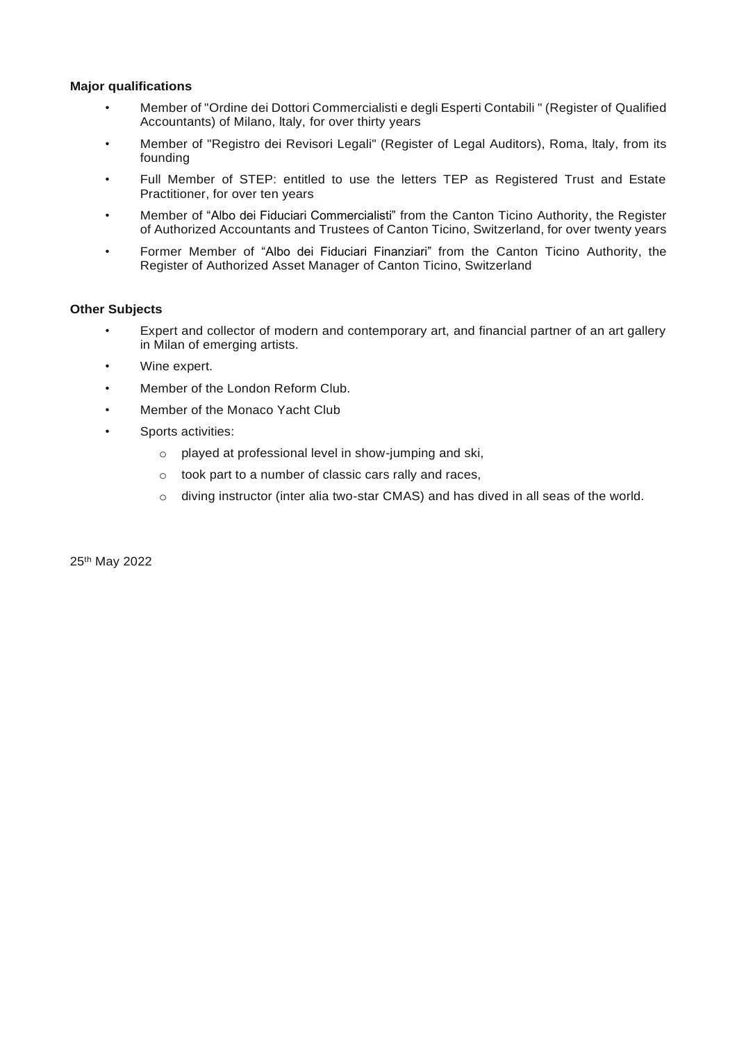**Major qualifications**

- Member of "Ordine dei Dottori Commercialisti e degli Esperti Contabili " (Register of Qualified Accountants) of Milano, Italy, for over thirty years
- Member of "Registro dei Revisori Legali" (Register of Legal Auditors), Roma, Italy, from its founding
- Full Member of STEP: entitled to use the letters TEP as Registered Trust and Estate Practitioner, for over ten years
- Member of "Albo dei Fiduciari Commercialisti" from the Canton Ticino Authority, the Register of Authorized Accountants and Trustees of Canton Ticino, Switzerland, for over twenty years
- Former Member of "Albo dei Fiduciari Finanziari" from the Canton Ticino Authority, the Register of Authorized Asset Manager of Canton Ticino, Switzerland

**Other Subjects**

- Expert and collector of modern and contemporary art, and financial partner of an art gallery in Milan of emerging artists.
- Wine expert.
- Member of the London Reform Club.
- Member of the Monaco Yacht Club
- Sports activities:
  - played at professional level in show-jumping and ski,
  - took part to a number of classic cars rally and races,
  - diving instructor (inter alia two-star CMAS) and has dived in all seas of the world.

25th May 2022